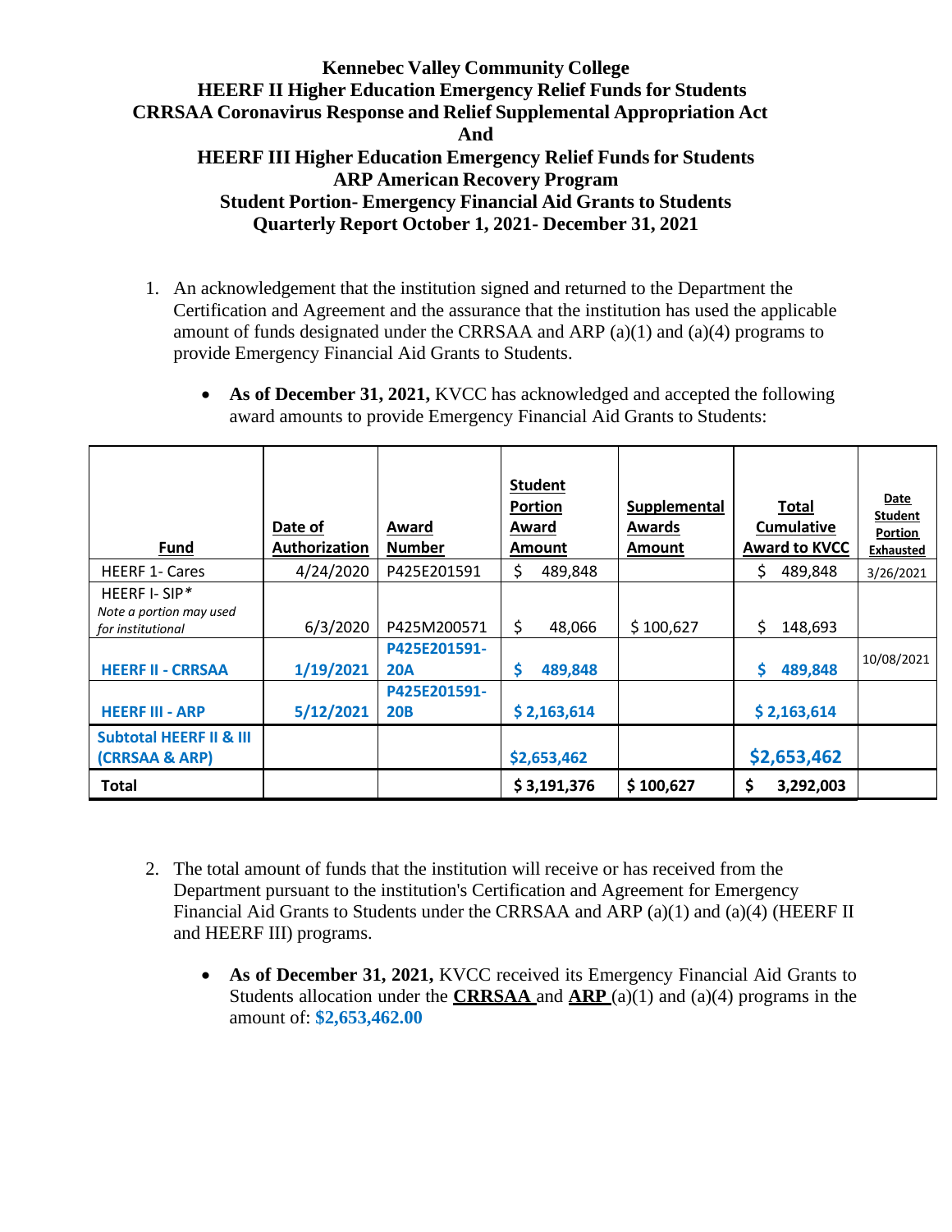**Kennebec Valley Community College**
**HEERF II Higher Education Emergency Relief Funds for Students**
**CRRSAA Coronavirus Response and Relief Supplemental Appropriation Act**
**And**
**HEERF III Higher Education Emergency Relief Funds for Students**
**ARP American Recovery Program**
**Student Portion- Emergency Financial Aid Grants to Students**
**Quarterly Report October 1, 2021- December 31, 2021**

1. An acknowledgement that the institution signed and returned to the Department the Certification and Agreement and the assurance that the institution has used the applicable amount of funds designated under the CRRSAA and ARP (a)(1) and (a)(4) programs to provide Emergency Financial Aid Grants to Students.

   - **As of December 31, 2021,** KVCC has acknowledged and accepted the following award amounts to provide Emergency Financial Aid Grants to Students:

| Fund | Date of Authorization | Award Number | Student Portion Award Amount | Supplemental Awards Amount | Total Cumulative Award to KVCC | Date Student Portion Exhausted |
|---|---|---|---|---|---|---|
| HEERF 1- Cares | 4/24/2020 | P425E201591 | $ 489,848 | | $ 489,848 | 3/26/2021 |
| HEERF I- SIP* *Note a portion may used for institutional* | 6/3/2020 | P425M200571 | $ 48,066 | $ 100,627 | $ 148,693 | |
| **HEERF II - CRRSAA** | **1/19/2021** | **P425E201591-20A** | **$ 489,848** | | **$ 489,848** | 10/08/2021 |
| **HEERF III - ARP** | **5/12/2021** | **P425E201591-20B** | **$ 2,163,614** | | **$ 2,163,614** | |
| **Subtotal HEERF II & III (CRRSAA & ARP)** | | | **$2,653,462** | | **$2,653,462** | |
| **Total** | | | **$ 3,191,376** | **$ 100,627** | **$ 3,292,003** | |

2. The total amount of funds that the institution will receive or has received from the Department pursuant to the institution's Certification and Agreement for Emergency Financial Aid Grants to Students under the CRRSAA and ARP (a)(1) and (a)(4) (HEERF II and HEERF III) programs.

   - **As of December 31, 2021,** KVCC received its Emergency Financial Aid Grants to Students allocation under the **CRRSAA** and **ARP** (a)(1) and (a)(4) programs in the amount of: **$2,653,462.00**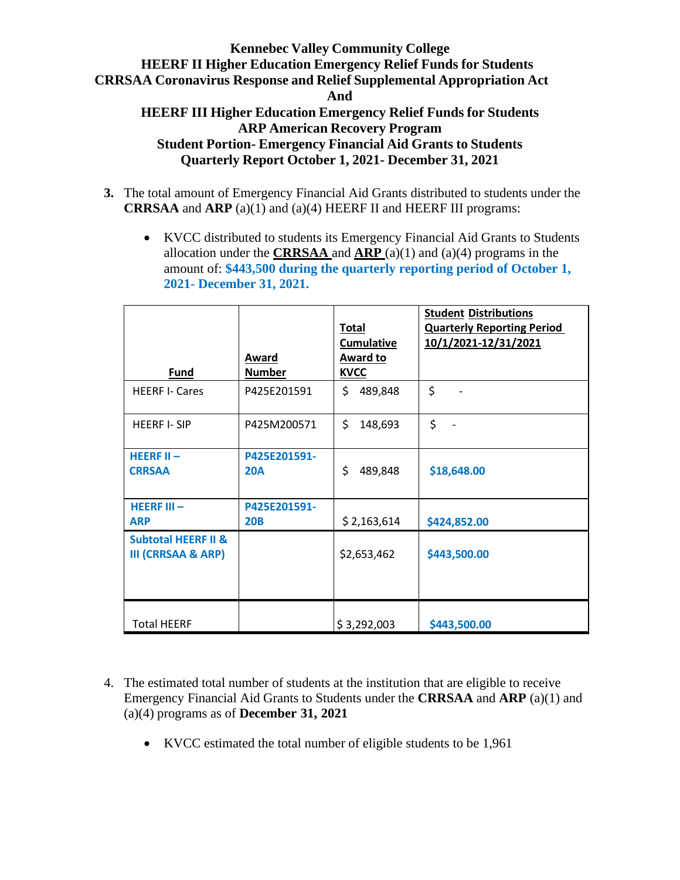**Kennebec Valley Community College**
**HEERF II Higher Education Emergency Relief Funds for Students**
**CRRSAA Coronavirus Response and Relief Supplemental Appropriation Act**
**And**
**HEERF III Higher Education Emergency Relief Funds for Students**
**ARP American Recovery Program**
**Student Portion- Emergency Financial Aid Grants to Students**
**Quarterly Report October 1, 2021- December 31, 2021**

3. The total amount of Emergency Financial Aid Grants distributed to students under the **CRRSAA** and **ARP** (a)(1) and (a)(4) HEERF II and HEERF III programs:

   - KVCC distributed to students its Emergency Financial Aid Grants to Students allocation under the **CRRSAA** and **ARP** (a)(1) and (a)(4) programs in the amount of: **$443,500 during the quarterly reporting period of October 1, 2021- December 31, 2021.**

| Fund | Award Number | Total Cumulative Award to KVCC | Student Distributions Quarterly Reporting Period 10/1/2021-12/31/2021 |
|---|---|---|---|
| HEERF I- Cares | P425E201591 | $ 489,848 | $ - |
| HEERF I- SIP | P425M200571 | $ 148,693 | $ - |
| **HEERF II – CRRSAA** | **P425E201591-20A** | $ 489,848 | **$18,648.00** |
| **HEERF III – ARP** | **P425E201591-20B** | $ 2,163,614 | **$424,852.00** |
| **Subtotal HEERF II & III (CRRSAA & ARP)** | | $2,653,462 | **$443,500.00** |
| Total HEERF | | $ 3,292,003 | **$443,500.00** |

4. The estimated total number of students at the institution that are eligible to receive Emergency Financial Aid Grants to Students under the **CRRSAA** and **ARP** (a)(1) and (a)(4) programs as of **December 31, 2021**

   - KVCC estimated the total number of eligible students to be 1,961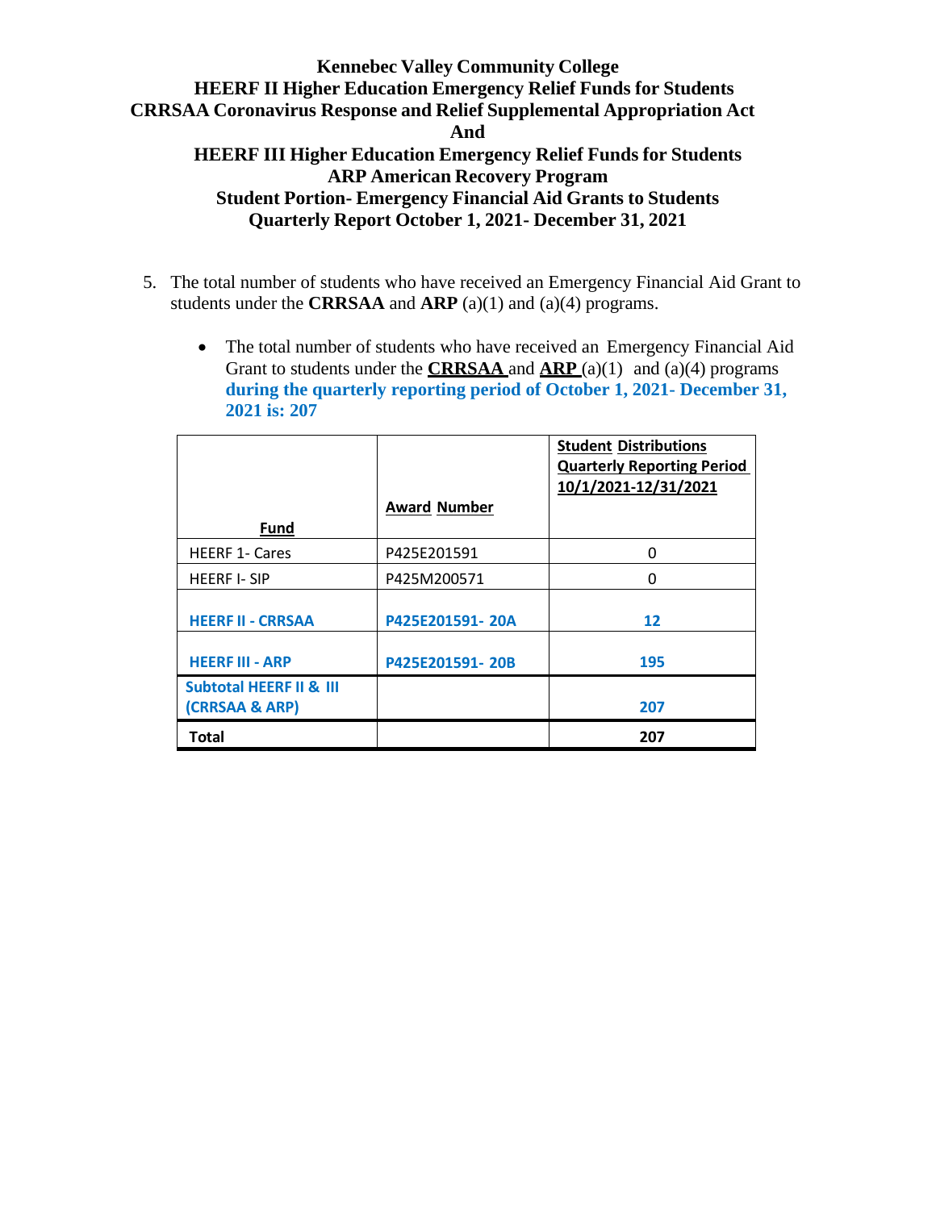**Kennebec Valley Community College**
**HEERF II Higher Education Emergency Relief Funds for Students**
**CRRSAA Coronavirus Response and Relief Supplemental Appropriation Act**
**And**
**HEERF III Higher Education Emergency Relief Funds for Students**
**ARP American Recovery Program**
**Student Portion- Emergency Financial Aid Grants to Students**
**Quarterly Report October 1, 2021- December 31, 2021**

5. The total number of students who have received an Emergency Financial Aid Grant to students under the **CRRSAA** and **ARP** (a)(1) and (a)(4) programs.

    - The total number of students who have received an Emergency Financial Aid Grant to students under the **CRRSAA** and **ARP** (a)(1) and (a)(4) programs **during the quarterly reporting period of October 1, 2021- December 31, 2021 is: 207**

| Fund | Award Number | Student Distributions Quarterly Reporting Period 10/1/2021-12/31/2021 |
|---|---|---|
| HEERF 1- Cares | P425E201591 | 0 |
| HEERF I- SIP | P425M200571 | 0 |
| **HEERF II - CRRSAA** | **P425E201591- 20A** | **12** |
| **HEERF III - ARP** | **P425E201591- 20B** | **195** |
| **Subtotal HEERF II & III (CRRSAA & ARP)** | | **207** |
| **Total** | | **207** |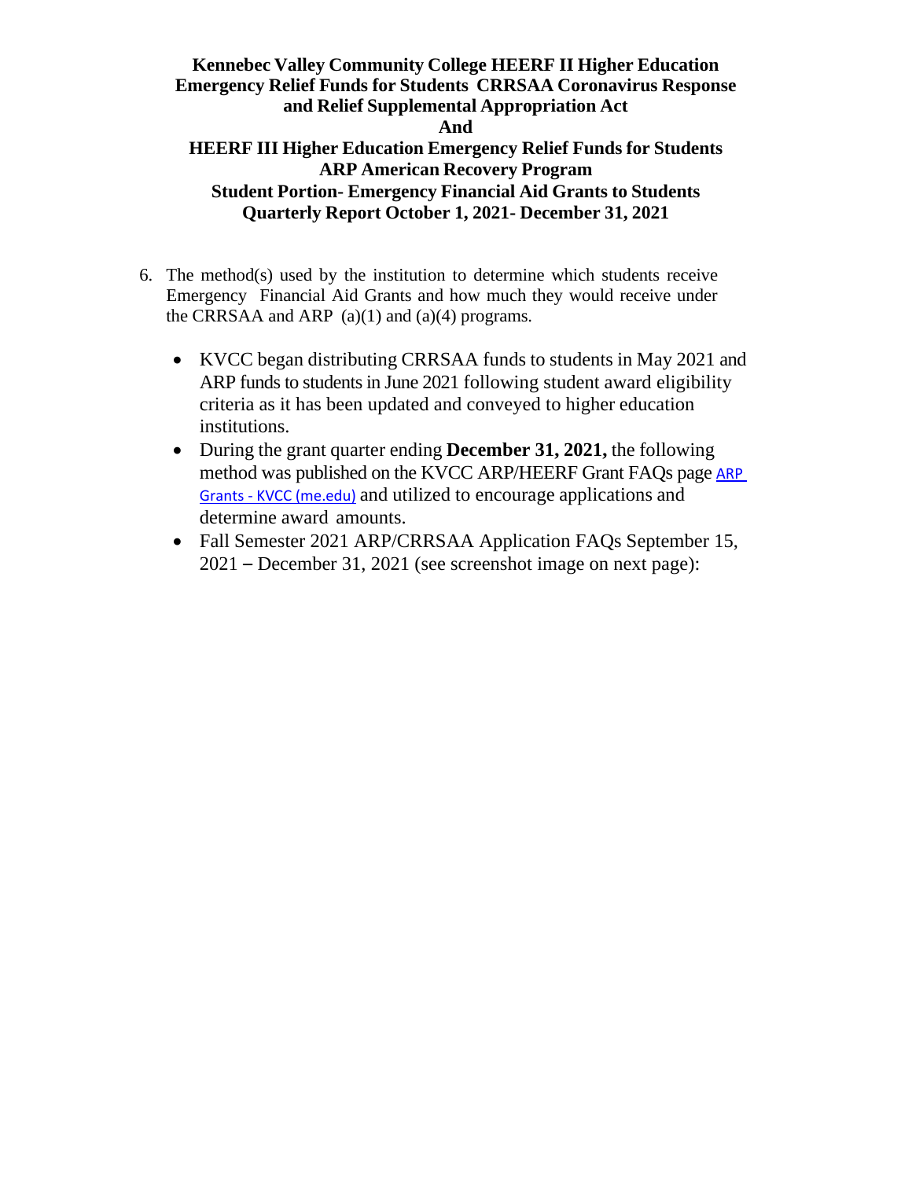**Kennebec Valley Community College HEERF II Higher Education Emergency Relief Funds for Students CRRSAA Coronavirus Response and Relief Supplemental Appropriation Act**
**And**
**HEERF III Higher Education Emergency Relief Funds for Students ARP American Recovery Program**
**Student Portion- Emergency Financial Aid Grants to Students**
**Quarterly Report October 1, 2021- December 31, 2021**

6. The method(s) used by the institution to determine which students receive Emergency Financial Aid Grants and how much they would receive under the CRRSAA and ARP (a)(1) and (a)(4) programs.

   - KVCC began distributing CRRSAA funds to students in May 2021 and ARP funds to students in June 2021 following student award eligibility criteria as it has been updated and conveyed to higher education institutions.
   - During the grant quarter ending **December 31, 2021,** the following method was published on the KVCC ARP/HEERF Grant FAQs page [ARP Grants - KVCC (me.edu)] and utilized to encourage applications and determine award amounts.
   - Fall Semester 2021 ARP/CRRSAA Application FAQs September 15, 2021 – December 31, 2021 (see screenshot image on next page):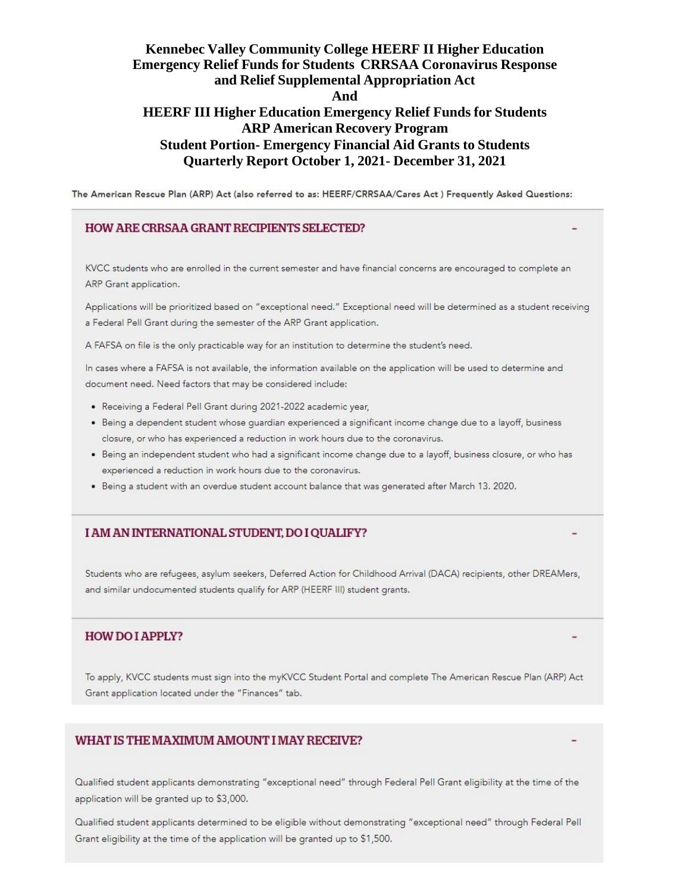# Kennebec Valley Community College HEERF II Higher Education Emergency Relief Funds for Students CRRSAA Coronavirus Response and Relief Supplemental Appropriation Act
# And
# HEERF III Higher Education Emergency Relief Funds for Students ARP American Recovery Program
# Student Portion- Emergency Financial Aid Grants to Students
# Quarterly Report October 1, 2021- December 31, 2021

**The American Rescue Plan (ARP) Act (also referred to as: HEERF/CRRSAA/Cares Act ) Frequently Asked Questions:**

## HOW ARE CRRSAA GRANT RECIPIENTS SELECTED?

KVCC students who are enrolled in the current semester and have financial concerns are encouraged to complete an ARP Grant application.

Applications will be prioritized based on "exceptional need." Exceptional need will be determined as a student receiving a Federal Pell Grant during the semester of the ARP Grant application.

A FAFSA on file is the only practicable way for an institution to determine the student's need.

In cases where a FAFSA is not available, the information available on the application will be used to determine and document need. Need factors that may be considered include:

- Receiving a Federal Pell Grant during 2021-2022 academic year,
- Being a dependent student whose guardian experienced a significant income change due to a layoff, business closure, or who has experienced a reduction in work hours due to the coronavirus.
- Being an independent student who had a significant income change due to a layoff, business closure, or who has experienced a reduction in work hours due to the coronavirus.
- Being a student with an overdue student account balance that was generated after March 13. 2020.

## I AM AN INTERNATIONAL STUDENT, DO I QUALIFY?

Students who are refugees, asylum seekers, Deferred Action for Childhood Arrival (DACA) recipients, other DREAMers, and similar undocumented students qualify for ARP (HEERF III) student grants.

## HOW DO I APPLY?

To apply, KVCC students must sign into the myKVCC Student Portal and complete The American Rescue Plan (ARP) Act Grant application located under the "Finances" tab.

## WHAT IS THE MAXIMUM AMOUNT I MAY RECEIVE?

Qualified student applicants demonstrating "exceptional need" through Federal Pell Grant eligibility at the time of the application will be granted up to $3,000.

Qualified student applicants determined to be eligible without demonstrating "exceptional need" through Federal Pell Grant eligibility at the time of the application will be granted up to $1,500.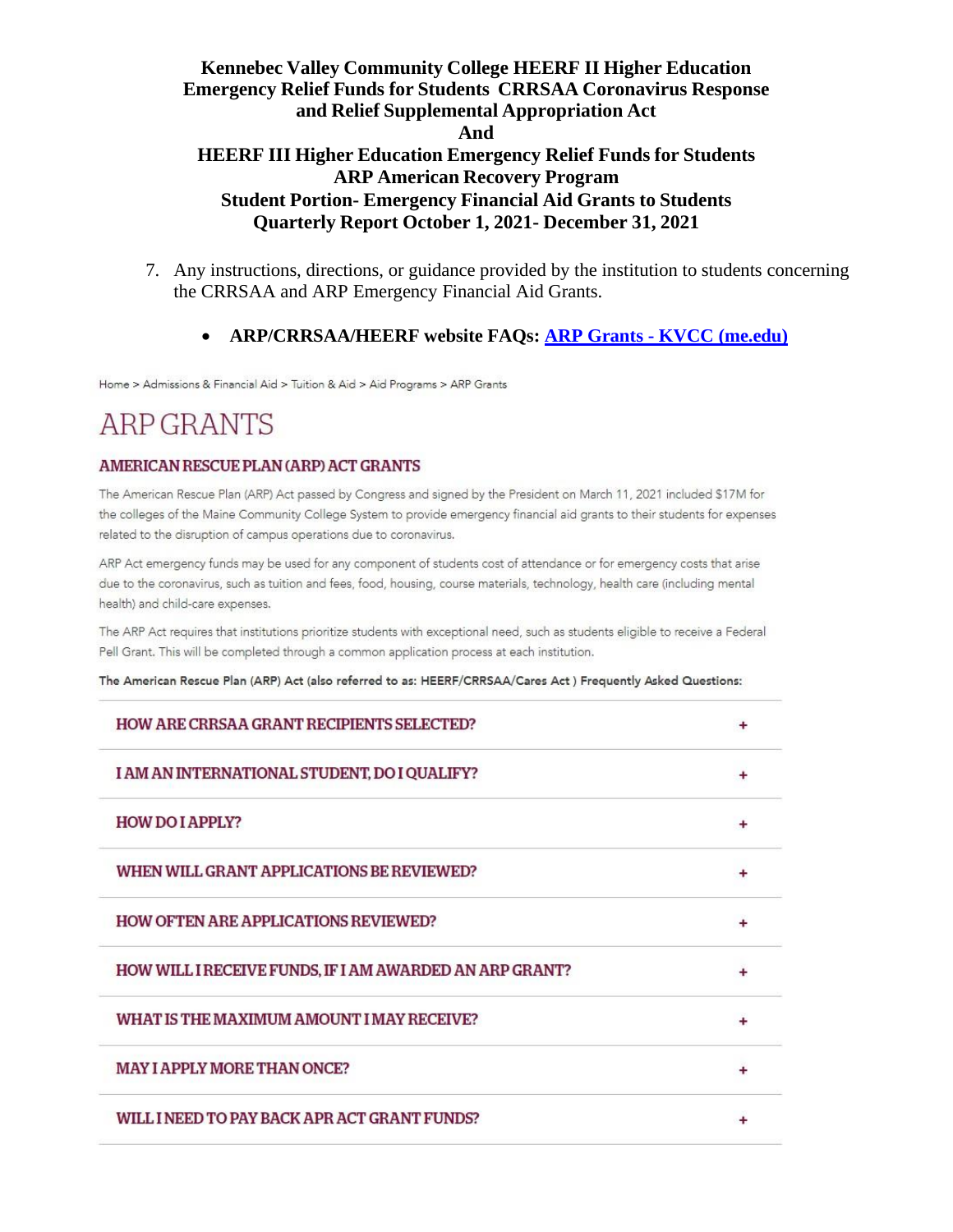**Kennebec Valley Community College HEERF II Higher Education Emergency Relief Funds for Students CRRSAA Coronavirus Response and Relief Supplemental Appropriation Act**
**And**
**HEERF III Higher Education Emergency Relief Funds for Students ARP American Recovery Program**
**Student Portion- Emergency Financial Aid Grants to Students**
**Quarterly Report October 1, 2021- December 31, 2021**

7. Any instructions, directions, or guidance provided by the institution to students concerning the CRRSAA and ARP Emergency Financial Aid Grants.

    - **ARP/CRRSAA/HEERF website FAQs: ARP Grants - KVCC (me.edu)**

Home > Admissions & Financial Aid > Tuition & Aid > Aid Programs > ARP Grants

# ARP GRANTS

## AMERICAN RESCUE PLAN (ARP) ACT GRANTS

The American Rescue Plan (ARP) Act passed by Congress and signed by the President on March 11, 2021 included $17M for the colleges of the Maine Community College System to provide emergency financial aid grants to their students for expenses related to the disruption of campus operations due to coronavirus.

ARP Act emergency funds may be used for any component of students cost of attendance or for emergency costs that arise due to the coronavirus, such as tuition and fees, food, housing, course materials, technology, health care (including mental health) and child-care expenses.

The ARP Act requires that institutions prioritize students with exceptional need, such as students eligible to receive a Federal Pell Grant. This will be completed through a common application process at each institution.

**The American Rescue Plan (ARP) Act (also referred to as: HEERF/CRRSAA/Cares Act ) Frequently Asked Questions:**

HOW ARE CRRSAA GRANT RECIPIENTS SELECTED? +

I AM AN INTERNATIONAL STUDENT, DO I QUALIFY? +

HOW DO I APPLY? +

WHEN WILL GRANT APPLICATIONS BE REVIEWED? +

HOW OFTEN ARE APPLICATIONS REVIEWED? +

HOW WILL I RECEIVE FUNDS, IF I AM AWARDED AN ARP GRANT? +

WHAT IS THE MAXIMUM AMOUNT I MAY RECEIVE? +

MAY I APPLY MORE THAN ONCE? +

WILL I NEED TO PAY BACK APR ACT GRANT FUNDS? +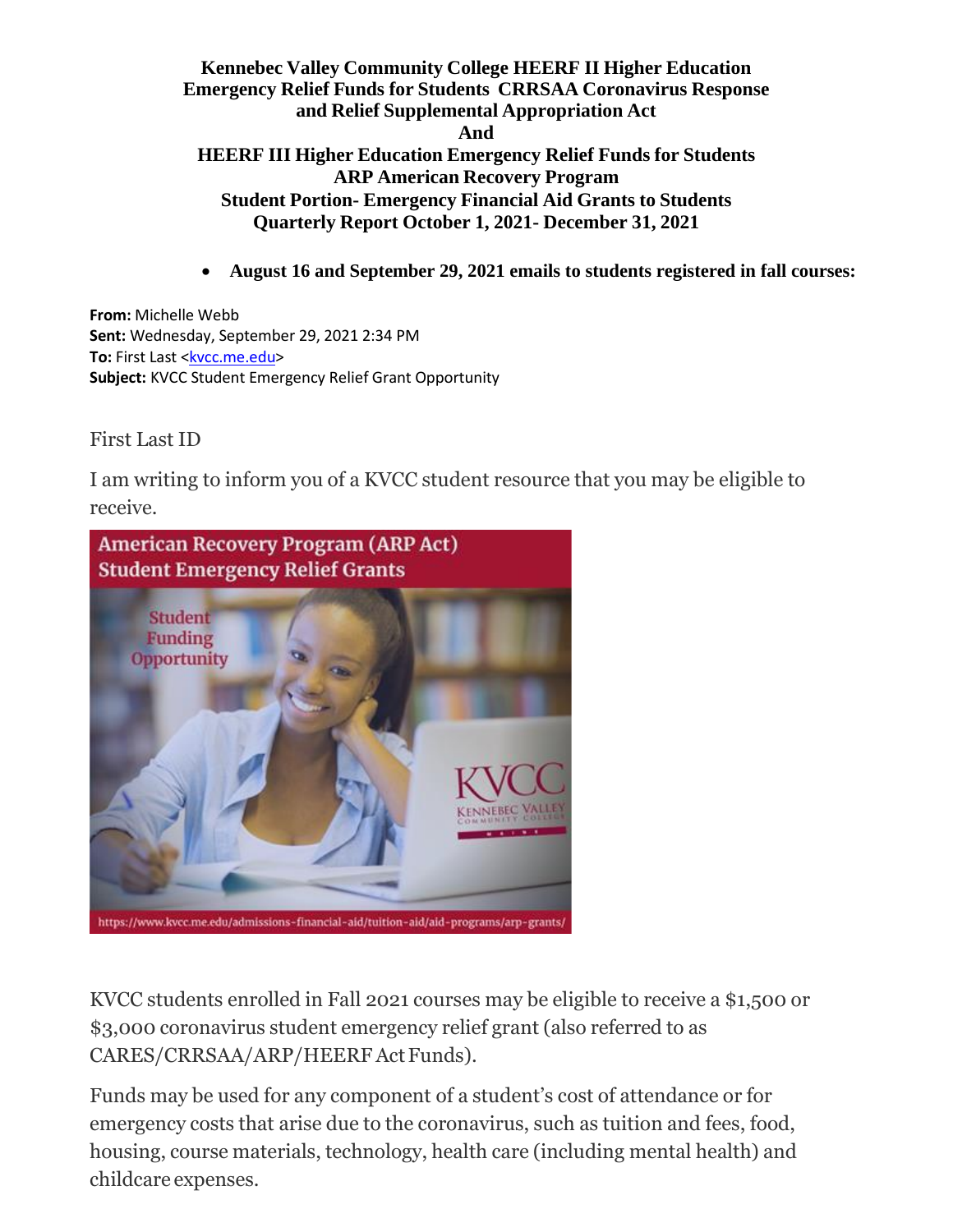**Kennebec Valley Community College HEERF II Higher Education Emergency Relief Funds for Students CRRSAA Coronavirus Response and Relief Supplemental Appropriation Act**
**And**
**HEERF III Higher Education Emergency Relief Funds for Students ARP American Recovery Program**
**Student Portion- Emergency Financial Aid Grants to Students**
**Quarterly Report October 1, 2021- December 31, 2021**

- **August 16 and September 29, 2021 emails to students registered in fall courses:**

**From:** Michelle Webb
**Sent:** Wednesday, September 29, 2021 2:34 PM
**To:** First Last <kvcc.me.edu>
**Subject:** KVCC Student Emergency Relief Grant Opportunity

First Last ID

I am writing to inform you of a KVCC student resource that you may be eligible to receive.

American Recovery Program (ARP Act)
Student Emergency Relief Grants

Student Funding Opportunity

KVCC KENNEBEC VALLEY COMMUNITY COLLEGE MAINE

https://www.kvcc.me.edu/admissions-financial-aid/tuition-aid/aid-programs/arp-grants/

KVCC students enrolled in Fall 2021 courses may be eligible to receive a $1,500 or $3,000 coronavirus student emergency relief grant (also referred to as CARES/CRRSAA/ARP/HEERF Act Funds).

Funds may be used for any component of a student's cost of attendance or for emergency costs that arise due to the coronavirus, such as tuition and fees, food, housing, course materials, technology, health care (including mental health) and childcare expenses.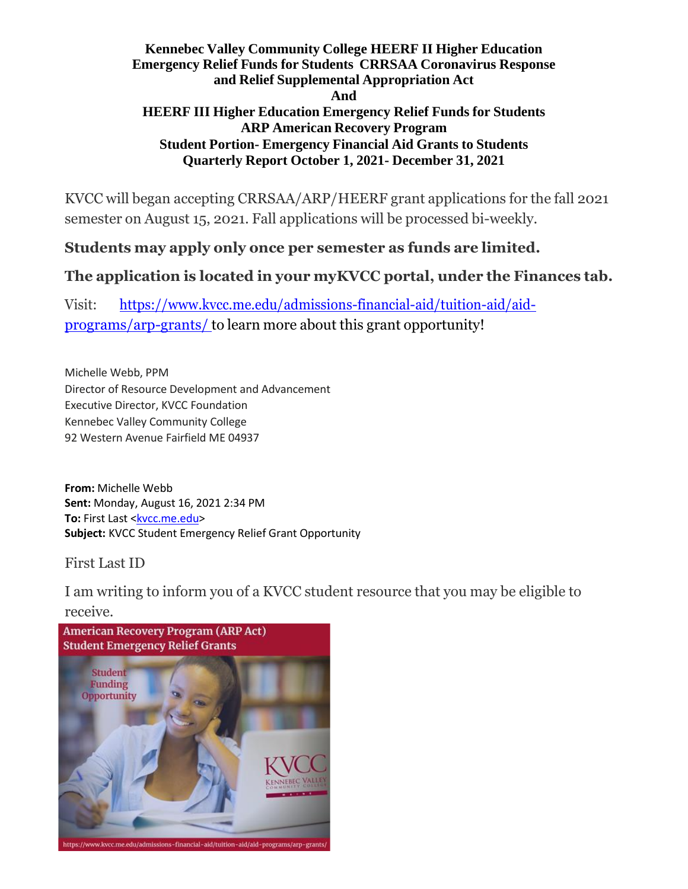**Kennebec Valley Community College HEERF II Higher Education Emergency Relief Funds for Students CRRSAA Coronavirus Response and Relief Supplemental Appropriation Act**
**And**
**HEERF III Higher Education Emergency Relief Funds for Students ARP American Recovery Program**
**Student Portion- Emergency Financial Aid Grants to Students**
**Quarterly Report October 1, 2021- December 31, 2021**

KVCC will began accepting CRRSAA/ARP/HEERF grant applications for the fall 2021 semester on August 15, 2021. Fall applications will be processed bi-weekly.

**Students may apply only once per semester as funds are limited.**

**The application is located in your myKVCC portal, under the Finances tab.**

Visit: https://www.kvcc.me.edu/admissions-financial-aid/tuition-aid/aid-programs/arp-grants/ to learn more about this grant opportunity!

Michelle Webb, PPM
Director of Resource Development and Advancement
Executive Director, KVCC Foundation
Kennebec Valley Community College
92 Western Avenue Fairfield ME 04937

**From:** Michelle Webb
**Sent:** Monday, August 16, 2021 2:34 PM
**To:** First Last <kvcc.me.edu>
**Subject:** KVCC Student Emergency Relief Grant Opportunity

First Last ID

I am writing to inform you of a KVCC student resource that you may be eligible to receive.

American Recovery Program (ARP Act) Student Emergency Relief Grants

Student Funding Opportunity

KVCC KENNEBEC VALLEY COMMUNITY COLLEGE

https://www.kvcc.me.edu/admissions-financial-aid/tuition-aid/aid-programs/arp-grants/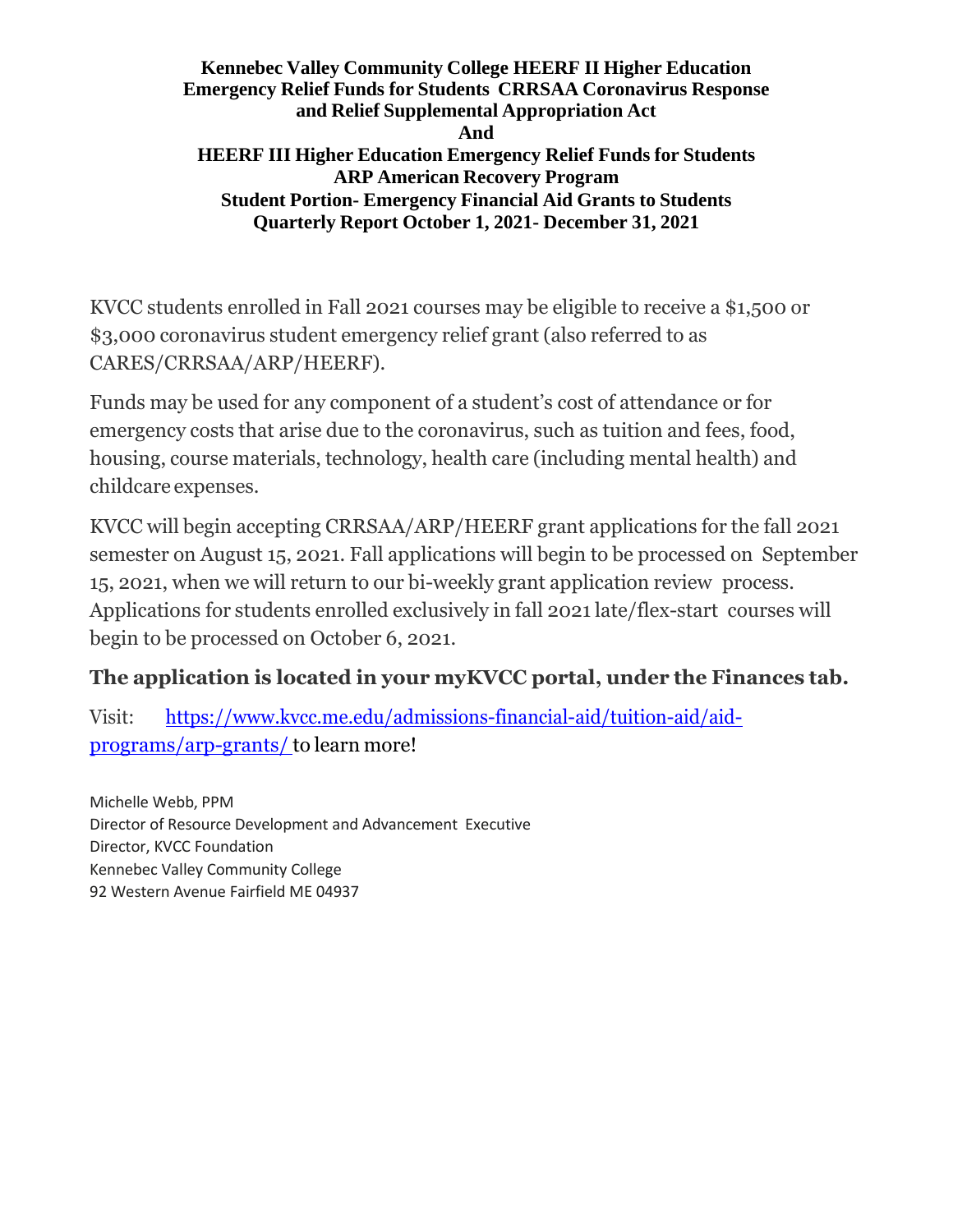**Kennebec Valley Community College HEERF II Higher Education Emergency Relief Funds for Students CRRSAA Coronavirus Response and Relief Supplemental Appropriation Act**
**And**
**HEERF III Higher Education Emergency Relief Funds for Students ARP American Recovery Program**
**Student Portion- Emergency Financial Aid Grants to Students**
**Quarterly Report October 1, 2021- December 31, 2021**

KVCC students enrolled in Fall 2021 courses may be eligible to receive a $1,500 or $3,000 coronavirus student emergency relief grant (also referred to as CARES/CRRSAA/ARP/HEERF).

Funds may be used for any component of a student's cost of attendance or for emergency costs that arise due to the coronavirus, such as tuition and fees, food, housing, course materials, technology, health care (including mental health) and childcare expenses.

KVCC will begin accepting CRRSAA/ARP/HEERF grant applications for the fall 2021 semester on August 15, 2021. Fall applications will begin to be processed on September 15, 2021, when we will return to our bi-weekly grant application review process. Applications for students enrolled exclusively in fall 2021 late/flex-start courses will begin to be processed on October 6, 2021.

**The application is located in your myKVCC portal, under the Finances tab.**

Visit: https://www.kvcc.me.edu/admissions-financial-aid/tuition-aid/aid-programs/arp-grants/ to learn more!

Michelle Webb, PPM
Director of Resource Development and Advancement Executive
Director, KVCC Foundation
Kennebec Valley Community College
92 Western Avenue Fairfield ME 04937